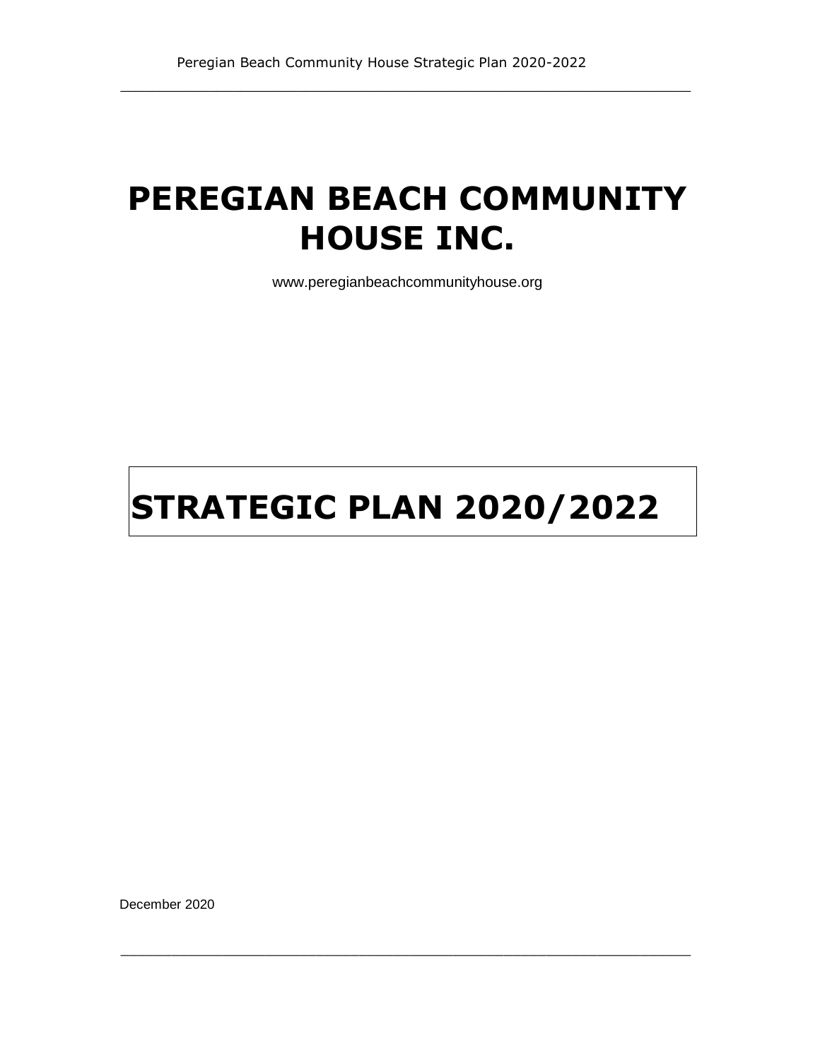# PEREGIAN BEACH COMMUNITY HOUSE INC.

www.peregianbeachcommunityhouse.org

# STRATEGIC PLAN 2020/2022

December 2020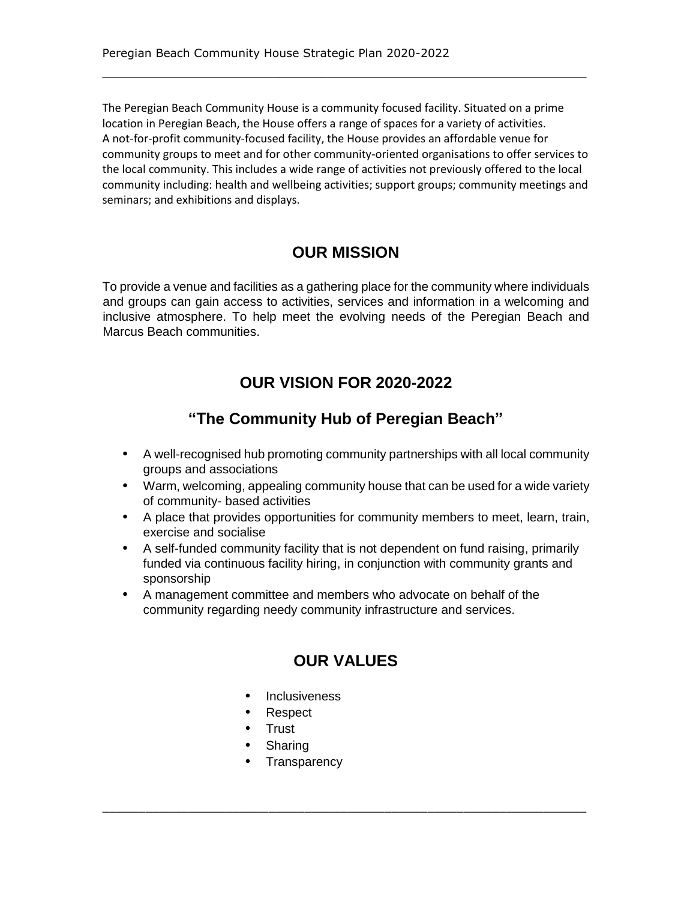The Peregian Beach Community House is a community focused facility. Situated on a prime location in Peregian Beach, the House offers a range of spaces for a variety of activities. A not-for-profit community-focused facility, the House provides an affordable venue for community groups to meet and for other community-oriented organisations to offer services to the local community. This includes a wide range of activities not previously offered to the local community including: health and wellbeing activities; support groups; community meetings and seminars; and exhibitions and displays.

## OUR MISSION

To provide a venue and facilities as a gathering place for the community where individuals and groups can gain access to activities, services and information in a welcoming and inclusive atmosphere. To help meet the evolving needs of the Peregian Beach and Marcus Beach communities.

## OUR VISION FOR 2020-2022

### "The Community Hub of Peregian Beach"

- A well-recognised hub promoting community partnerships with all local community groups and associations
- Warm, welcoming, appealing community house that can be used for a wide variety of community- based activities
- A place that provides opportunities for community members to meet, learn, train, exercise and socialise
- A self-funded community facility that is not dependent on fund raising, primarily funded via continuous facility hiring, in conjunction with community grants and sponsorship
- A management committee and members who advocate on behalf of the community regarding needy community infrastructure and services.

## OUR VALUES

- Inclusiveness
- Respect
- Trust
- Sharing
- Transparency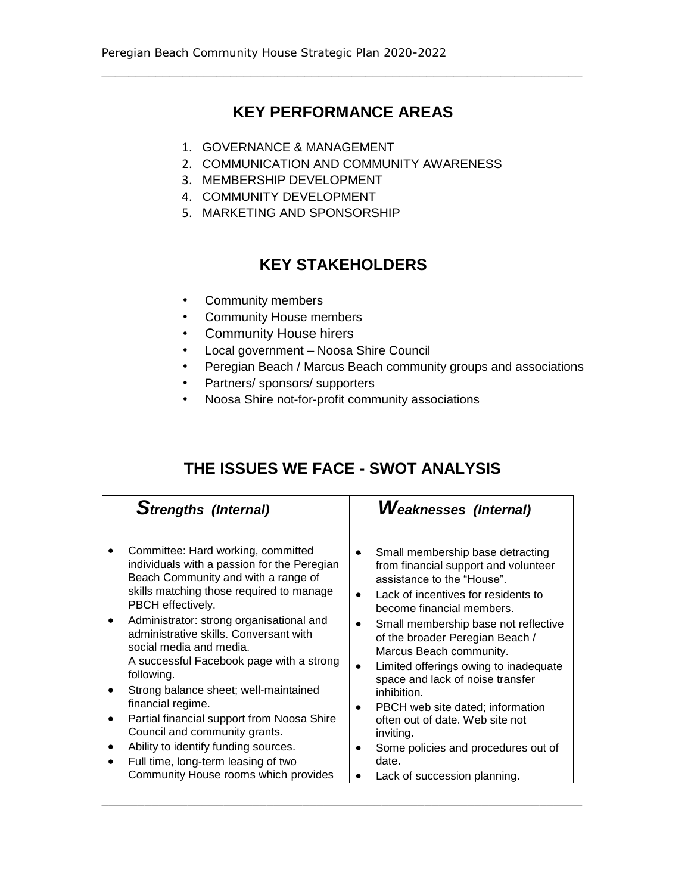## KEY PERFORMANCE AREAS

1. GOVERNANCE & MANAGEMENT
2. COMMUNICATION AND COMMUNITY AWARENESS
3. MEMBERSHIP DEVELOPMENT
4. COMMUNITY DEVELOPMENT
5. MARKETING AND SPONSORSHIP

## KEY STAKEHOLDERS

- Community members
- Community House members
- Community House hirers
- Local government – Noosa Shire Council
- Peregian Beach / Marcus Beach community groups and associations
- Partners/ sponsors/ supporters
- Noosa Shire not-for-profit community associations

## THE ISSUES WE FACE - SWOT ANALYSIS

| ***S**trengths (Internal)* | ***W**eaknesses (Internal)* |
|---|---|
| • Committee: Hard working, committed individuals with a passion for the Peregian Beach Community and with a range of skills matching those required to manage PBCH effectively.<br>• Administrator: strong organisational and administrative skills. Conversant with social media and media.<br>A successful Facebook page with a strong following.<br>• Strong balance sheet; well-maintained financial regime.<br>• Partial financial support from Noosa Shire Council and community grants.<br>• Ability to identify funding sources.<br>• Full time, long-term leasing of two Community House rooms which provides | • Small membership base detracting from financial support and volunteer assistance to the "House".<br>• Lack of incentives for residents to become financial members.<br>• Small membership base not reflective of the broader Peregian Beach / Marcus Beach community.<br>• Limited offerings owing to inadequate space and lack of noise transfer inhibition.<br>• PBCH web site dated; information often out of date. Web site not inviting.<br>• Some policies and procedures out of date.<br>• Lack of succession planning. |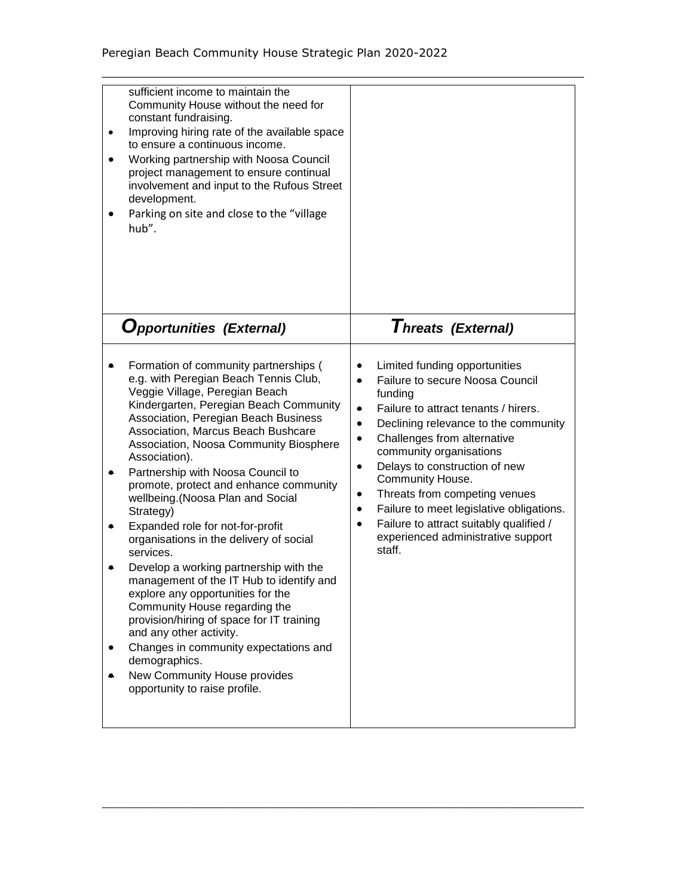| | |
|---|---|
| sufficient income to maintain the Community House without the need for constant fundraising.<br>• Improving hiring rate of the available space to ensure a continuous income.<br>• Working partnership with Noosa Council project management to ensure continual involvement and input to the Rufous Street development.<br>• Parking on site and close to the "village hub". | |
| ***Opportunities (External)*** | ***Threats (External)*** |
| • Formation of community partnerships ( e.g. with Peregian Beach Tennis Club, Veggie Village, Peregian Beach Kindergarten, Peregian Beach Community Association, Peregian Beach Business Association, Marcus Beach Bushcare Association, Noosa Community Biosphere Association).<br>• Partnership with Noosa Council to promote, protect and enhance community wellbeing.(Noosa Plan and Social Strategy)<br>• Expanded role for not-for-profit organisations in the delivery of social services.<br>• Develop a working partnership with the management of the IT Hub to identify and explore any opportunities for the Community House regarding the provision/hiring of space for IT training and any other activity.<br>• Changes in community expectations and demographics.<br>• New Community House provides opportunity to raise profile. | • Limited funding opportunities<br>• Failure to secure Noosa Council funding<br>• Failure to attract tenants / hirers.<br>• Declining relevance to the community<br>• Challenges from alternative community organisations<br>• Delays to construction of new Community House.<br>• Threats from competing venues<br>• Failure to meet legislative obligations.<br>• Failure to attract suitably qualified / experienced administrative support staff. |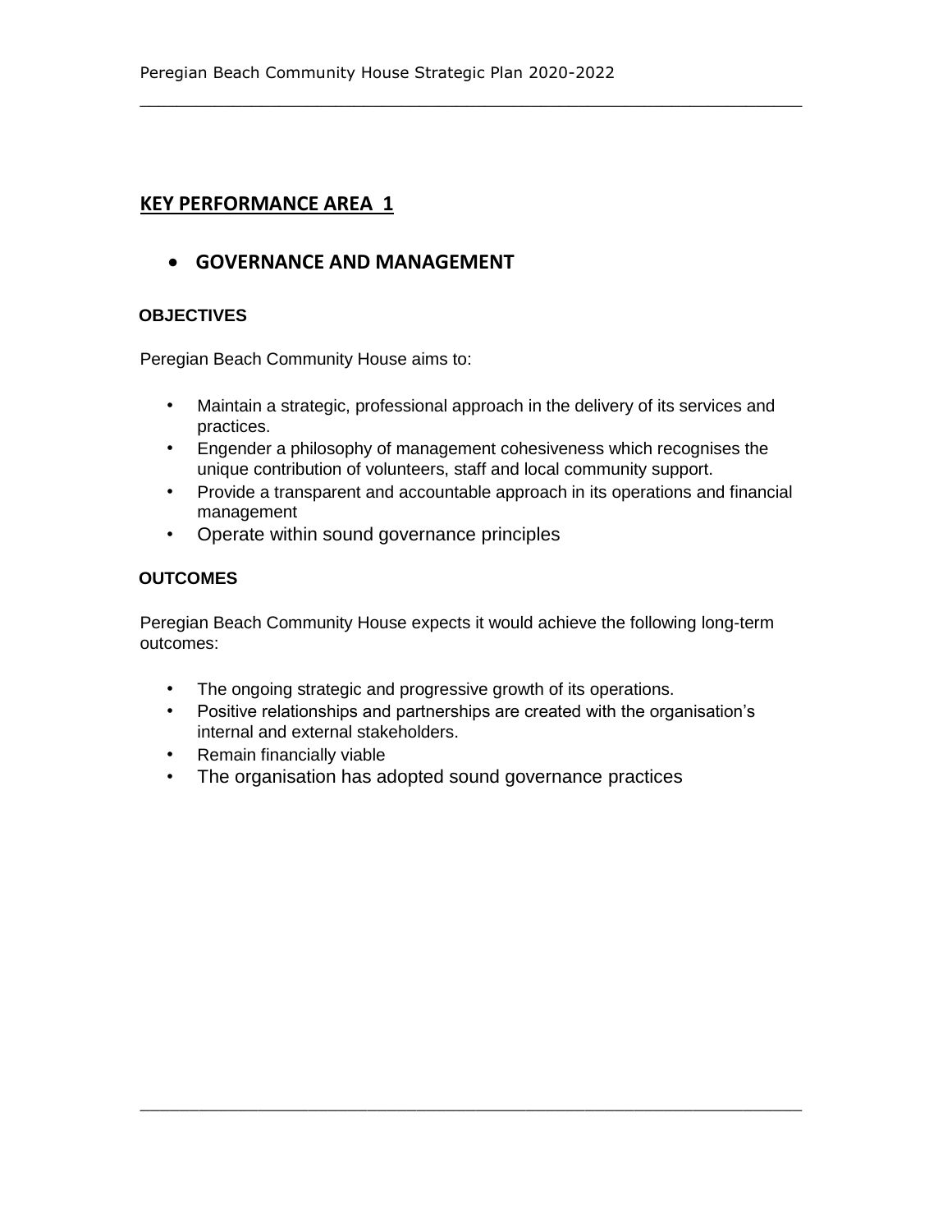## KEY PERFORMANCE AREA 1

- **GOVERNANCE AND MANAGEMENT**

### OBJECTIVES

Peregian Beach Community House aims to:

- Maintain a strategic, professional approach in the delivery of its services and practices.
- Engender a philosophy of management cohesiveness which recognises the unique contribution of volunteers, staff and local community support.
- Provide a transparent and accountable approach in its operations and financial management
- Operate within sound governance principles

### OUTCOMES

Peregian Beach Community House expects it would achieve the following long-term outcomes:

- The ongoing strategic and progressive growth of its operations.
- Positive relationships and partnerships are created with the organisation's internal and external stakeholders.
- Remain financially viable
- The organisation has adopted sound governance practices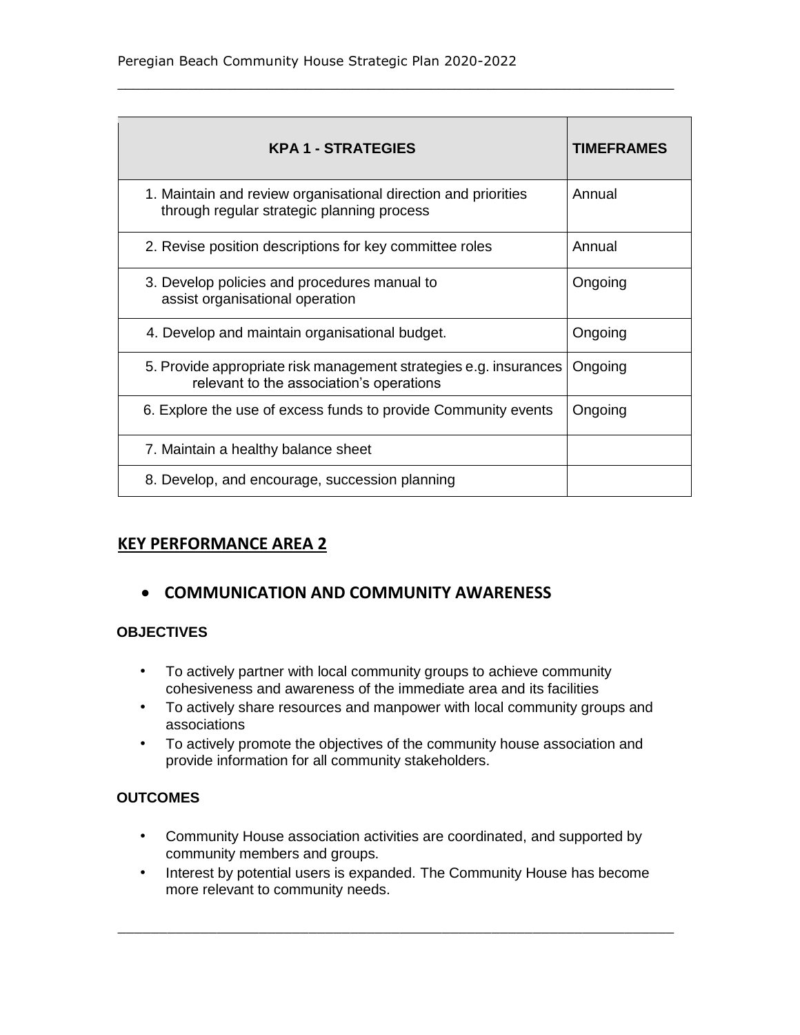| KPA 1 - STRATEGIES | TIMEFRAMES |
|---|---|
| 1. Maintain and review organisational direction and priorities through regular strategic planning process | Annual |
| 2. Revise position descriptions for key committee roles | Annual |
| 3. Develop policies and procedures manual to assist organisational operation | Ongoing |
| 4. Develop and maintain organisational budget. | Ongoing |
| 5. Provide appropriate risk management strategies e.g. insurances relevant to the association's operations | Ongoing |
| 6. Explore the use of excess funds to provide Community events | Ongoing |
| 7. Maintain a healthy balance sheet | |
| 8. Develop, and encourage, succession planning | |

## KEY PERFORMANCE AREA 2

- **COMMUNICATION AND COMMUNITY AWARENESS**

### OBJECTIVES

- To actively partner with local community groups to achieve community cohesiveness and awareness of the immediate area and its facilities
- To actively share resources and manpower with local community groups and associations
- To actively promote the objectives of the community house association and provide information for all community stakeholders.

### OUTCOMES

- Community House association activities are coordinated, and supported by community members and groups.
- Interest by potential users is expanded. The Community House has become more relevant to community needs.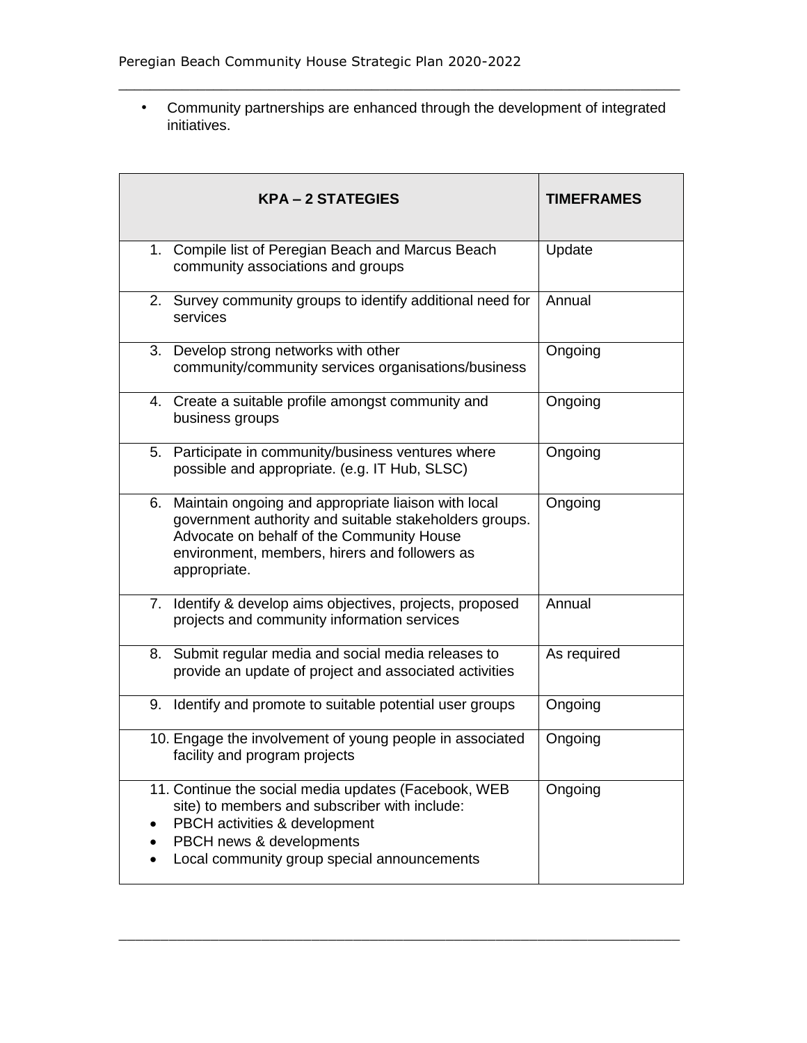- Community partnerships are enhanced through the development of integrated initiatives.

| KPA – 2 STATEGIES | TIMEFRAMES |
|---|---|
| 1. Compile list of Peregian Beach and Marcus Beach community associations and groups | Update |
| 2. Survey community groups to identify additional need for services | Annual |
| 3. Develop strong networks with other community/community services organisations/business | Ongoing |
| 4. Create a suitable profile amongst community and business groups | Ongoing |
| 5. Participate in community/business ventures where possible and appropriate. (e.g. IT Hub, SLSC) | Ongoing |
| 6. Maintain ongoing and appropriate liaison with local government authority and suitable stakeholders groups. Advocate on behalf of the Community House environment, members, hirers and followers as appropriate. | Ongoing |
| 7. Identify & develop aims objectives, projects, proposed projects and community information services | Annual |
| 8. Submit regular media and social media releases to provide an update of project and associated activities | As required |
| 9. Identify and promote to suitable potential user groups | Ongoing |
| 10. Engage the involvement of young people in associated facility and program projects | Ongoing |
| 11. Continue the social media updates (Facebook, WEB site) to members and subscriber with include: <br>• PBCH activities & development <br>• PBCH news & developments <br>• Local community group special announcements | Ongoing |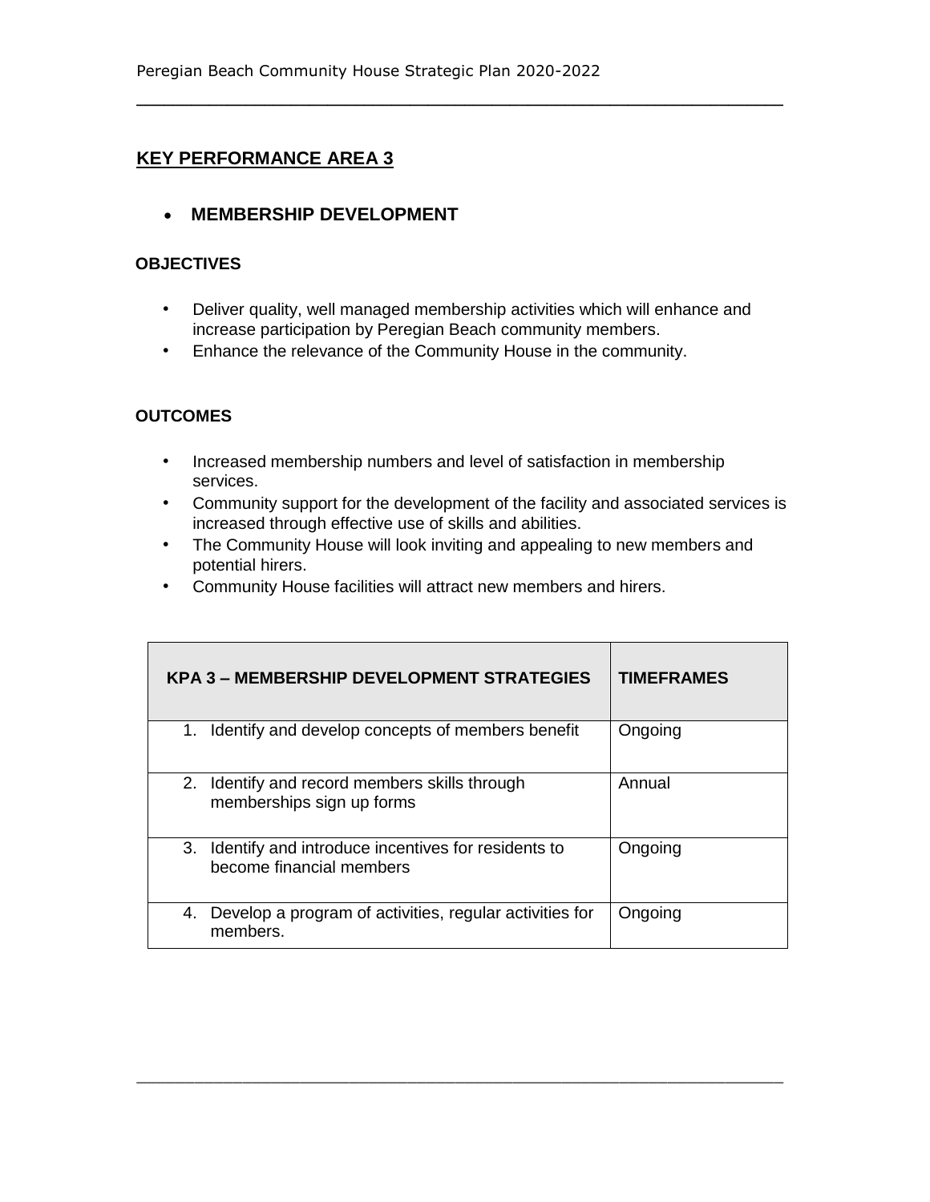## KEY PERFORMANCE AREA 3

- **MEMBERSHIP DEVELOPMENT**

**OBJECTIVES**

- Deliver quality, well managed membership activities which will enhance and increase participation by Peregian Beach community members.
- Enhance the relevance of the Community House in the community.

**OUTCOMES**

- Increased membership numbers and level of satisfaction in membership services.
- Community support for the development of the facility and associated services is increased through effective use of skills and abilities.
- The Community House will look inviting and appealing to new members and potential hirers.
- Community House facilities will attract new members and hirers.

| KPA 3 – MEMBERSHIP DEVELOPMENT STRATEGIES | TIMEFRAMES |
| --- | --- |
| 1. Identify and develop concepts of members benefit | Ongoing |
| 2. Identify and record members skills through memberships sign up forms | Annual |
| 3. Identify and introduce incentives for residents to become financial members | Ongoing |
| 4. Develop a program of activities, regular activities for members. | Ongoing |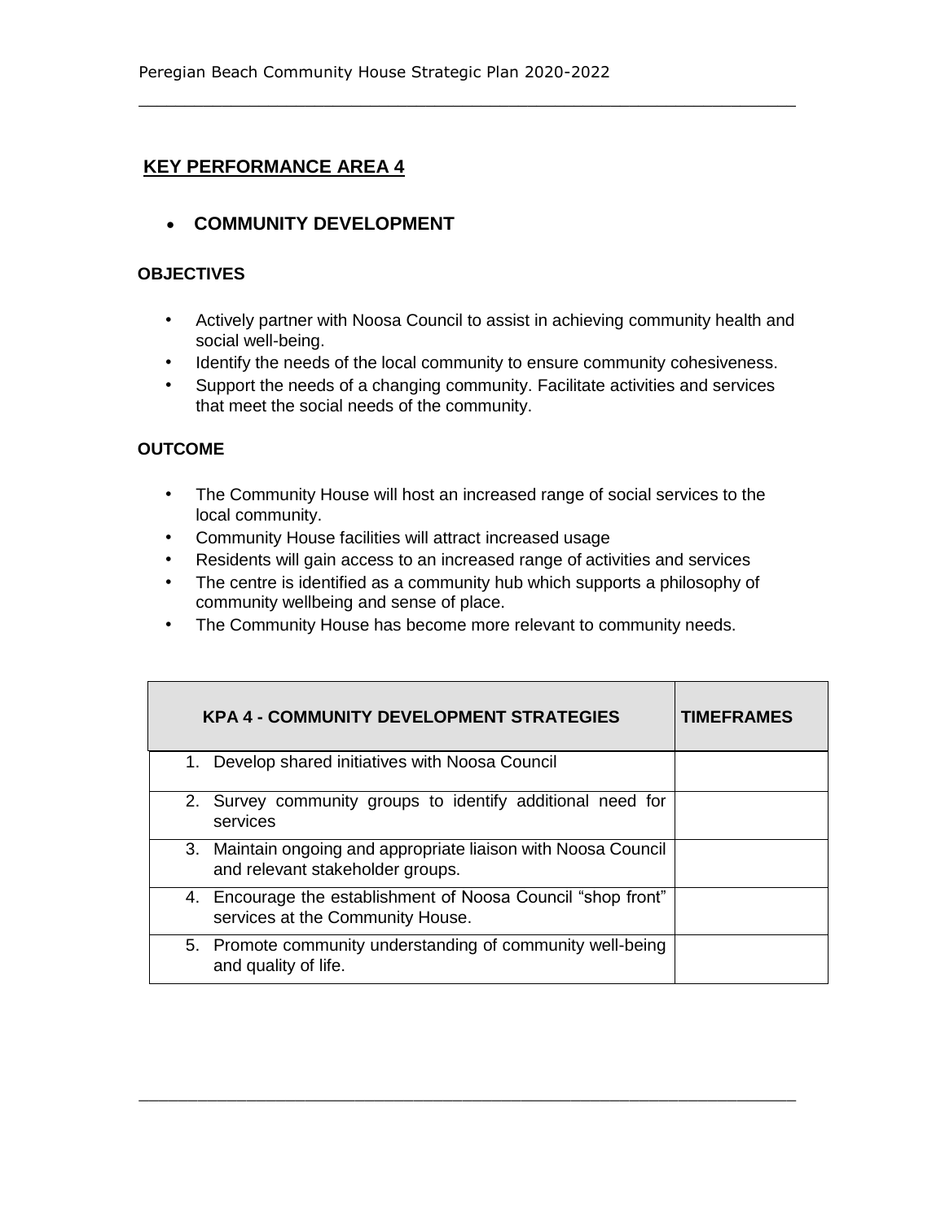## KEY PERFORMANCE AREA 4

- **COMMUNITY DEVELOPMENT**

### OBJECTIVES

- Actively partner with Noosa Council to assist in achieving community health and social well-being.
- Identify the needs of the local community to ensure community cohesiveness.
- Support the needs of a changing community. Facilitate activities and services that meet the social needs of the community.

### OUTCOME

- The Community House will host an increased range of social services to the local community.
- Community House facilities will attract increased usage
- Residents will gain access to an increased range of activities and services
- The centre is identified as a community hub which supports a philosophy of community wellbeing and sense of place.
- The Community House has become more relevant to community needs.

| KPA 4 - COMMUNITY DEVELOPMENT STRATEGIES | TIMEFRAMES |
|---|---|
| 1. Develop shared initiatives with Noosa Council | |
| 2. Survey community groups to identify additional need for services | |
| 3. Maintain ongoing and appropriate liaison with Noosa Council and relevant stakeholder groups. | |
| 4. Encourage the establishment of Noosa Council "shop front" services at the Community House. | |
| 5. Promote community understanding of community well-being and quality of life. | |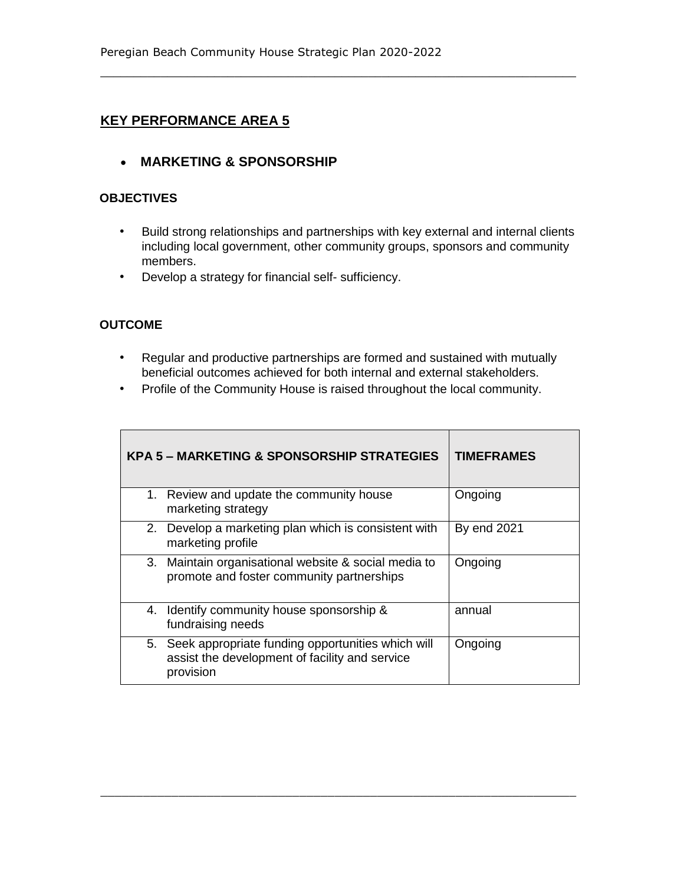## KEY PERFORMANCE AREA 5

- **MARKETING & SPONSORSHIP**

### OBJECTIVES

- Build strong relationships and partnerships with key external and internal clients including local government, other community groups, sponsors and community members.
- Develop a strategy for financial self- sufficiency.

### OUTCOME

- Regular and productive partnerships are formed and sustained with mutually beneficial outcomes achieved for both internal and external stakeholders.
- Profile of the Community House is raised throughout the local community.

| KPA 5 – MARKETING & SPONSORSHIP STRATEGIES | TIMEFRAMES |
|---|---|
| 1. Review and update the community house marketing strategy | Ongoing |
| 2. Develop a marketing plan which is consistent with marketing profile | By end 2021 |
| 3. Maintain organisational website & social media to promote and foster community partnerships | Ongoing |
| 4. Identify community house sponsorship & fundraising needs | annual |
| 5. Seek appropriate funding opportunities which will assist the development of facility and service provision | Ongoing |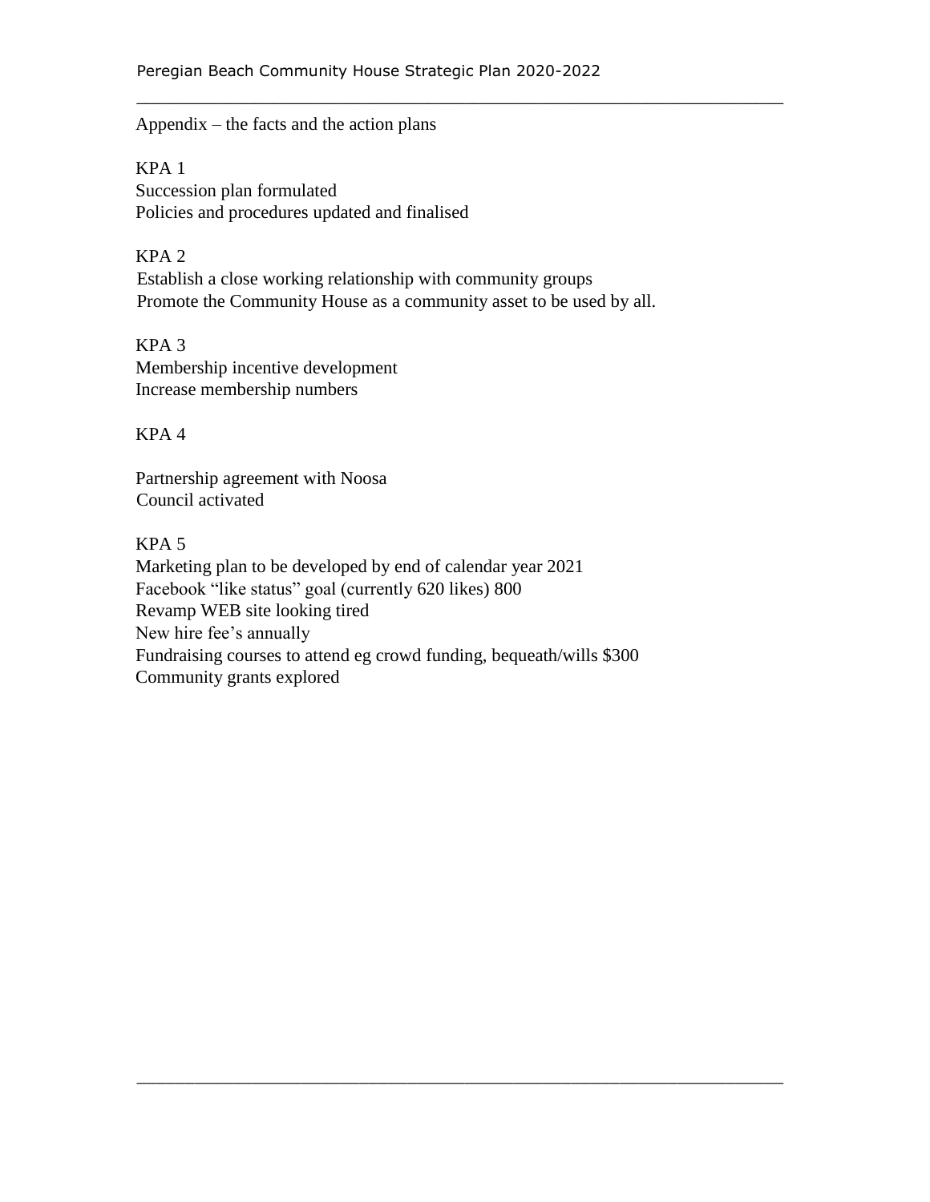Appendix – the facts and the action plans

KPA 1

Succession plan formulated
Policies and procedures updated and finalised

KPA 2

Establish a close working relationship with community groups
Promote the Community House as a community asset to be used by all.

KPA 3

Membership incentive development
Increase membership numbers

KPA 4

Partnership agreement with Noosa
Council activated

KPA 5

Marketing plan to be developed by end of calendar year 2021
Facebook "like status" goal (currently 620 likes) 800
Revamp WEB site looking tired
New hire fee's annually
Fundraising courses to attend eg crowd funding, bequeath/wills $300
Community grants explored